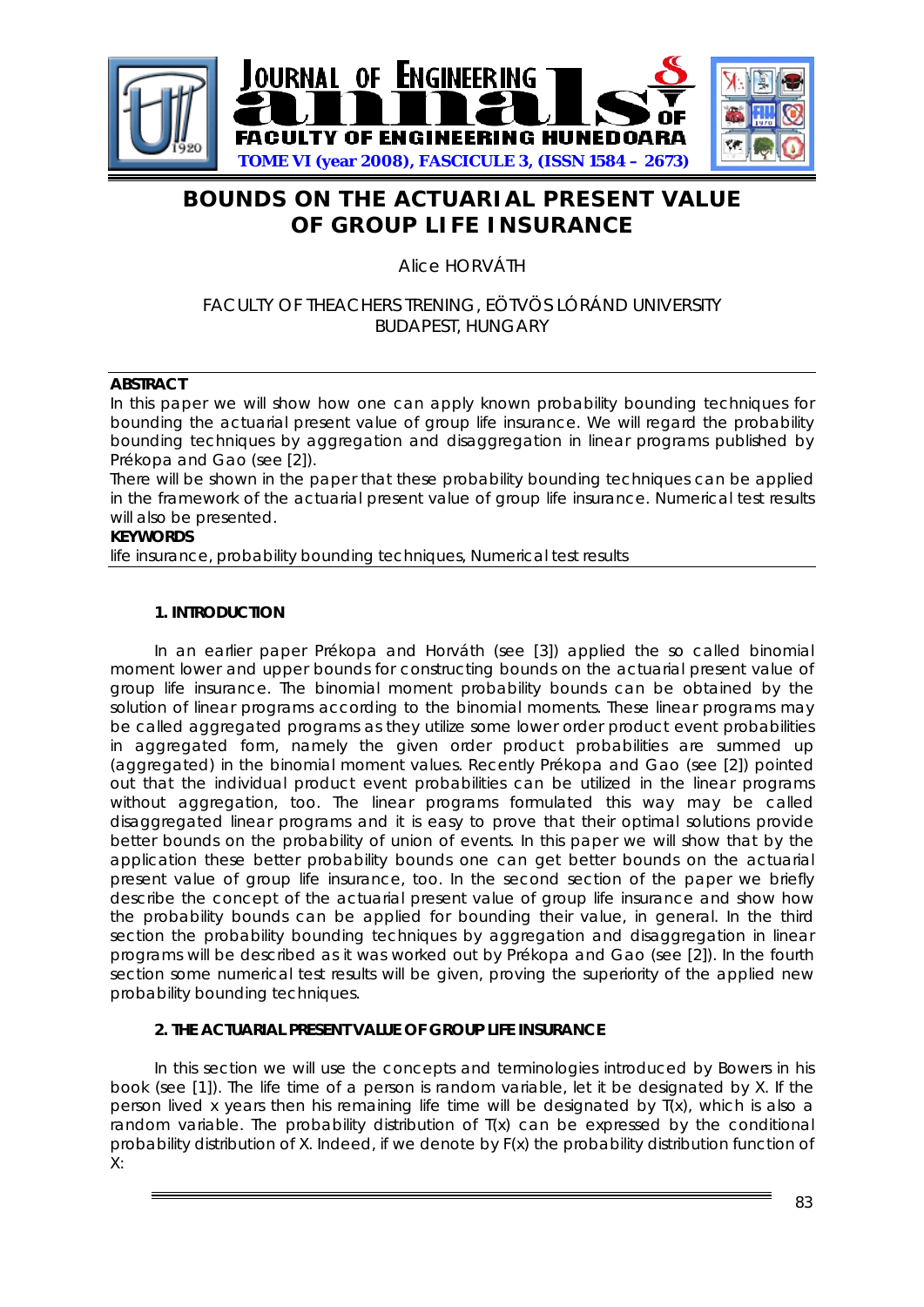# BOUNDS ON THE ACTUARIAL PRESENT VALUE OF GROUP LIFE INSURANCE

Alice HORVÁTH

FACULTY OF THEACHERS TRENING, EÖTVÖS LÓRÁND UNIVERSITY
BUDAPEST, HUNGARY

**ABSTRACT**

In this paper we will show how one can apply known probability bounding techniques for bounding the actuarial present value of group life insurance. We will regard the probability bounding techniques by aggregation and disaggregation in linear programs published by Prékopa and Gao (see [2]).

There will be shown in the paper that these probability bounding techniques can be applied in the framework of the actuarial present value of group life insurance. Numerical test results will also be presented.

**KEYWORDS**

life insurance, probability bounding techniques, Numerical test results

## 1. INTRODUCTION

In an earlier paper Prékopa and Horváth (see [3]) applied the so called binomial moment lower and upper bounds for constructing bounds on the actuarial present value of group life insurance. The binomial moment probability bounds can be obtained by the solution of linear programs according to the binomial moments. These linear programs may be called aggregated programs as they utilize some lower order product event probabilities in aggregated form, namely the given order product probabilities are summed up (aggregated) in the binomial moment values. Recently Prékopa and Gao (see [2]) pointed out that the individual product event probabilities can be utilized in the linear programs without aggregation, too. The linear programs formulated this way may be called disaggregated linear programs and it is easy to prove that their optimal solutions provide better bounds on the probability of union of events. In this paper we will show that by the application these better probability bounds one can get better bounds on the actuarial present value of group life insurance, too. In the second section of the paper we briefly describe the concept of the actuarial present value of group life insurance and show how the probability bounds can be applied for bounding their value, in general. In the third section the probability bounding techniques by aggregation and disaggregation in linear programs will be described as it was worked out by Prékopa and Gao (see [2]). In the fourth section some numerical test results will be given, proving the superiority of the applied new probability bounding techniques.

## 2. THE ACTUARIAL PRESENT VALUE OF GROUP LIFE INSURANCE

In this section we will use the concepts and terminologies introduced by Bowers in his book (see [1]). The life time of a person is random variable, let it be designated by X. If the person lived x years then his remaining life time will be designated by T(x), which is also a random variable. The probability distribution of T(x) can be expressed by the conditional probability distribution of X. Indeed, if we denote by F(x) the probability distribution function of X: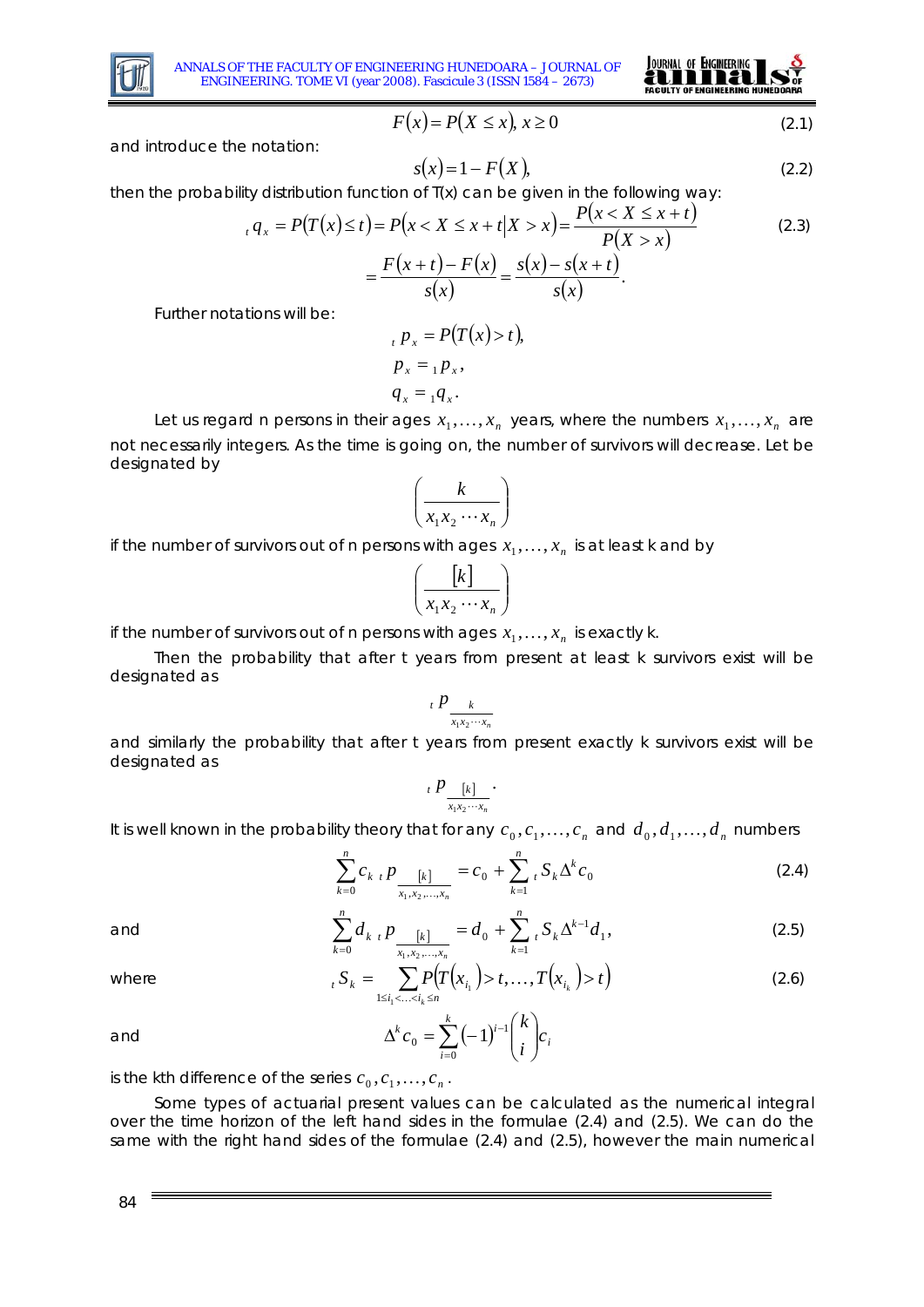$$F(x) = P(X \le x),\ x \ge 0 \tag{2.1}$$

and introduce the notation:

$$s(x) = 1 - F(X), \tag{2.2}$$

then the probability distribution function of T(x) can be given in the following way:

$$\begin{aligned} {}_t q_x = P(T(x) \le t) = P(x < X \le x + t | X > x) = \frac{P(x < X \le x + t)}{P(X > x)} \\ = \frac{F(x+t) - F(x)}{s(x)} = \frac{s(x) - s(x+t)}{s(x)}. \end{aligned} \tag{2.3}$$

Further notations will be:

$$\begin{aligned} {}_t p_x &= P(T(x) > t), \\ p_x &= {}_1 p_x, \\ q_x &= {}_1 q_x. \end{aligned}$$

Let us regard n persons in their ages $x_1, \ldots, x_n$ years, where the numbers $x_1, \ldots, x_n$ are not necessarily integers. As the time is going on, the number of survivors will decrease. Let be designated by

$$\left( \frac{k}{x_1 x_2 \cdots x_n} \right)$$

if the number of survivors out of n persons with ages $x_1, \ldots, x_n$ is at least k and by

$$\left( \frac{[k]}{x_1 x_2 \cdots x_n} \right)$$

if the number of survivors out of n persons with ages $x_1, \ldots, x_n$ is exactly k.

Then the probability that after t years from present at least k survivors exist will be designated as

$${}_t p_{\frac{k}{x_1 x_2 \cdots x_n}}$$

and similarly the probability that after t years from present exactly k survivors exist will be designated as

$${}_t p_{\frac{[k]}{x_1 x_2 \cdots x_n}}.$$

It is well known in the probability theory that for any $c_0, c_1, \ldots, c_n$ and $d_0, d_1, \ldots, d_n$ numbers

$$\sum_{k=0}^{n} c_k \, {}_t p_{\frac{[k]}{x_1, x_2, \ldots, x_n}} = c_0 + \sum_{k=1}^{n} {}_t S_k \Delta^k c_0 \tag{2.4}$$

and

$$\sum_{k=0}^{n} d_k \, {}_t p_{\frac{[k]}{x_1, x_2, \ldots, x_n}} = d_0 + \sum_{k=1}^{n} {}_t S_k \Delta^{k-1} d_1, \tag{2.5}$$

where

$${}_t S_k = \sum_{1 \le i_1 < \ldots < i_k \le n} P\left(T(x_{i_1}) > t, \ldots, T(x_{i_k}) > t\right) \tag{2.6}$$

and

$$\Delta^k c_0 = \sum_{i=0}^{k} (-1)^{i-1} \binom{k}{i} c_i$$

is the kth difference of the series $c_0, c_1, \ldots, c_n$.

Some types of actuarial present values can be calculated as the numerical integral over the time horizon of the left hand sides in the formulae (2.4) and (2.5). We can do the same with the right hand sides of the formulae (2.4) and (2.5), however the main numerical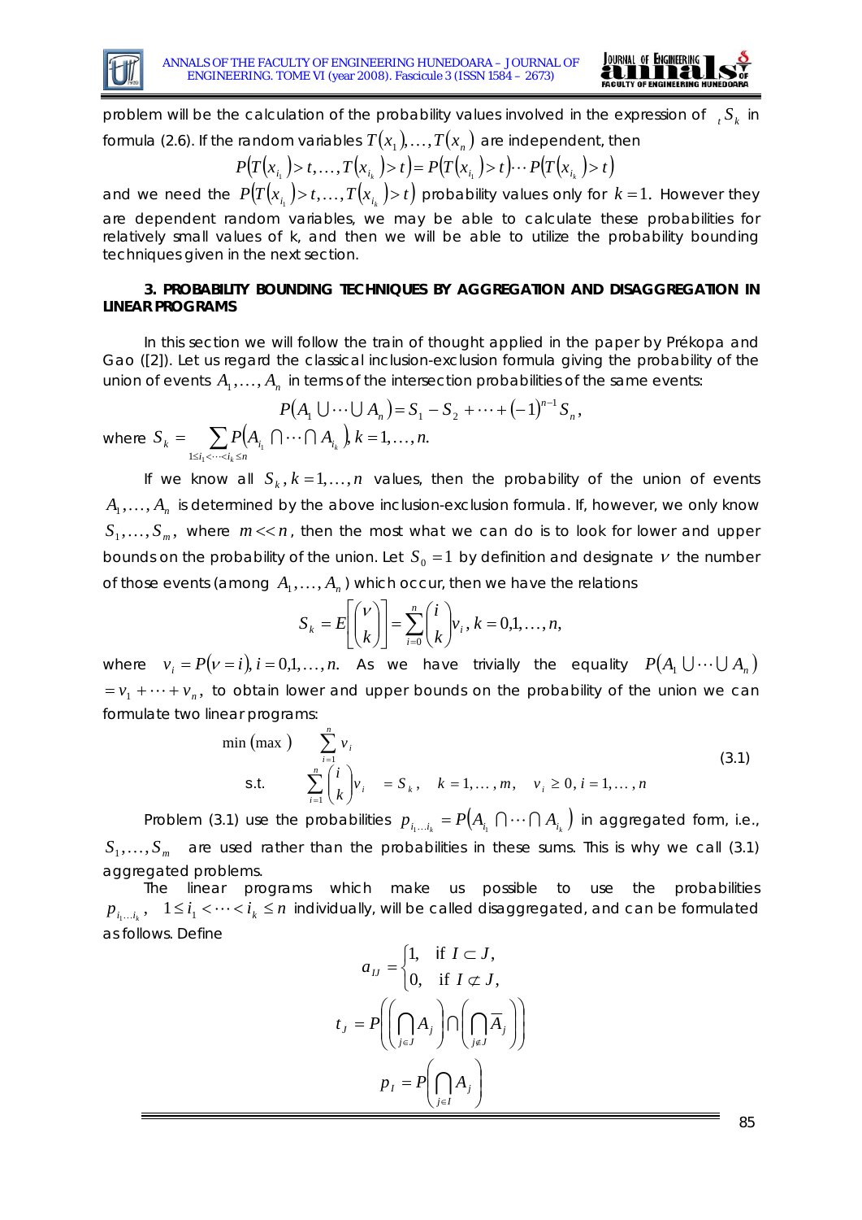problem will be the calculation of the probability values involved in the expression of ${}_tS_k$ in formula (2.6). If the random variables $T(x_1),\dots,T(x_n)$ are independent, then

$$P\left(T\left(x_{i_1}\right)>t,\dots,T\left(x_{i_k}\right)>t\right)=P\left(T\left(x_{i_1}\right)>t\right)\cdots P\left(T\left(x_{i_k}\right)>t\right)$$

and we need the $P\left(T\left(x_{i_1}\right)>t,\dots,T\left(x_{i_k}\right)>t\right)$ probability values only for $k=1$. However they are dependent random variables, we may be able to calculate these probabilities for relatively small values of k, and then we will be able to utilize the probability bounding techniques given in the next section.

### 3. PROBABILITY BOUNDING TECHNIQUES BY AGGREGATION AND DISAGGREGATION IN LINEAR PROGRAMS

In this section we will follow the train of thought applied in the paper by Prékopa and Gao ([2]). Let us regard the classical inclusion-exclusion formula giving the probability of the union of events $A_1,\dots,A_n$ in terms of the intersection probabilities of the same events:

$$P(A_1\cup\dots\cup A_n)=S_1-S_2+\dots+(-1)^{n-1}S_n,$$

where $S_k=\sum_{1\le i_1<\dots<i_k\le n}P\left(A_{i_1}\cap\dots\cap A_{i_k}\right),\ k=1,\dots,n.$

If we know all $S_k, k=1,\dots,n$ values, then the probability of the union of events $A_1,\dots,A_n$ is determined by the above inclusion-exclusion formula. If, however, we only know $S_1,\dots,S_m$, where $m<<n$, then the most what we can do is to look for lower and upper bounds on the probability of the union. Let $S_0=1$ by definition and designate $\nu$ the number of those events (among $A_1,\dots,A_n$) which occur, then we have the relations

$$S_k=E\left[\binom{\nu}{k}\right]=\sum_{i=0}^{n}\binom{i}{k}v_i,\ k=0,1,\dots,n,$$

where $v_i=P(\nu=i),\ i=0,1,\dots,n.$ As we have trivially the equality $P(A_1\cup\dots\cup A_n)$ $=v_1+\dots+v_n$, to obtain lower and upper bounds on the probability of the union we can formulate two linear programs:

$$\begin{aligned}
\min(\max)\quad & \sum_{i=1}^{n}v_i \\
\text{s.t.}\quad & \sum_{i=1}^{n}\binom{i}{k}v_i=S_k,\quad k=1,\dots,m,\quad v_i\ge 0,\ i=1,\dots,n
\end{aligned}\tag{3.1}$$

Problem (3.1) use the probabilities $p_{i_1\dots i_k}=P\left(A_{i_1}\cap\dots\cap A_{i_k}\right)$ in aggregated form, i.e., $S_1,\dots,S_m$ are used rather than the probabilities in these sums. This is why we call (3.1) aggregated problems.

The linear programs which make us possible to use the probabilities $p_{i_1\dots i_k}$, $1\le i_1<\dots<i_k\le n$ individually, will be called disaggregated, and can be formulated as follows. Define

$$a_{IJ}=\begin{cases}1, & \text{if } I\subset J,\\ 0, & \text{if } I\not\subset J,\end{cases}$$

$$t_J=P\left(\left(\bigcap_{j\in J}A_j\right)\cap\left(\bigcap_{j\notin J}\overline{A}_j\right)\right)$$

$$p_I=P\left(\bigcap_{j\in I}A_j\right)$$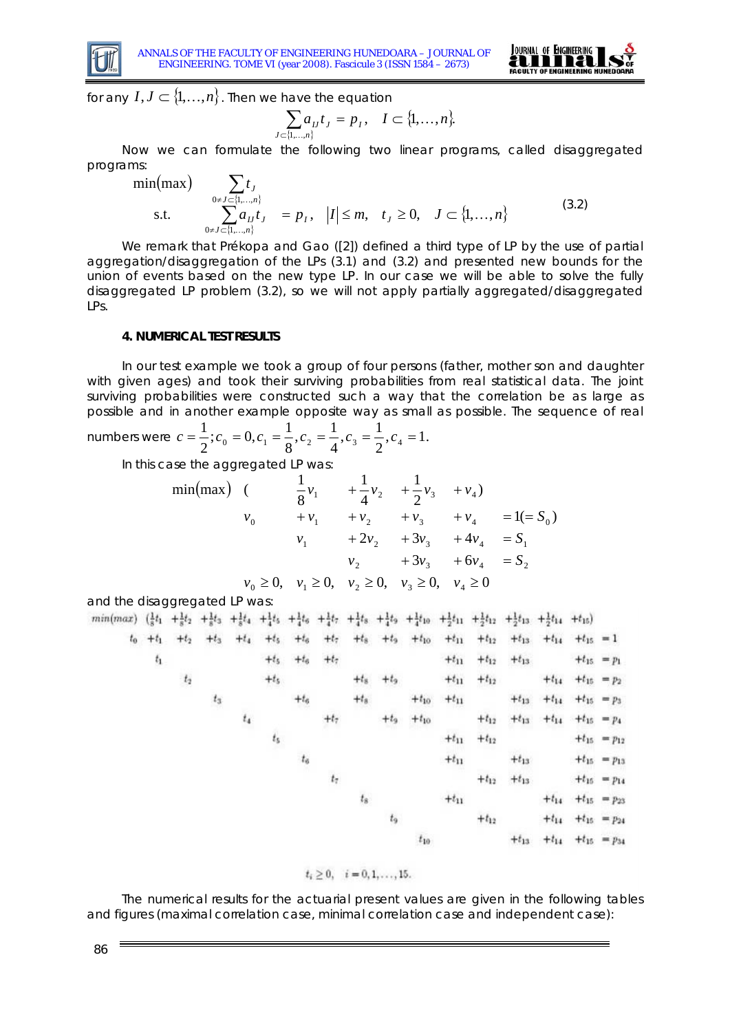for any $I, J \subset \{1,\dots,n\}$. Then we have the equation

$$\sum_{J \subset \{1,\dots,n\}} a_{IJ} t_J = p_I, \quad I \subset \{1,\dots,n\}.$$

Now we can formulate the following two linear programs, called disaggregated programs:

$$\begin{array}{lll}
\min(\max) & \displaystyle\sum_{0 \neq J \subset \{1,\dots,n\}} t_J & \\
\text{s.t.} & \displaystyle\sum_{0 \neq J \subset \{1,\dots,n\}} a_{IJ} t_J = p_I, & |I| \leq m, \quad t_J \geq 0, \quad J \subset \{1,\dots,n\}
\end{array} \tag{3.2}$$

We remark that Prékopa and Gao ([2]) defined a third type of LP by the use of partial aggregation/disaggregation of the LPs (3.1) and (3.2) and presented new bounds for the union of events based on the new type LP. In our case we will be able to solve the fully disaggregated LP problem (3.2), so we will not apply partially aggregated/disaggregated LPs.

### 4. NUMERICAL TEST RESULTS

In our test example we took a group of four persons (father, mother son and daughter with given ages) and took their surviving probabilities from real statistical data. The joint surviving probabilities were constructed such a way that the correlation be as large as possible and in another example opposite way as small as possible. The sequence of real numbers were $c = \frac{1}{2}; c_0 = 0, c_1 = \frac{1}{8}, c_2 = \frac{1}{4}, c_3 = \frac{1}{2}, c_4 = 1.$

In this case the aggregated LP was:

$$\begin{array}{llllll}
\min(\max) & ( & \frac{1}{8}v_1 & +\frac{1}{4}v_2 & +\frac{1}{2}v_3 & +v_4) \\
 & v_0 & +v_1 & +v_2 & +v_3 & +v_4 = 1 (= S_0) \\
 & & v_1 & +2v_2 & +3v_3 & +4v_4 = S_1 \\
 & & & v_2 & +3v_3 & +6v_4 = S_2 \\
 & \multicolumn{5}{l}{v_0 \geq 0, \quad v_1 \geq 0, \quad v_2 \geq 0, \quad v_3 \geq 0, \quad v_4 \geq 0}
\end{array}$$

and the disaggregated LP was:

$$\begin{array}{l}
\min(\max) \; \left(\tfrac{1}{8}t_1 + \tfrac{1}{8}t_2 + \tfrac{1}{8}t_3 + \tfrac{1}{8}t_4 + \tfrac{1}{4}t_5 + \tfrac{1}{4}t_6 + \tfrac{1}{4}t_7 + \tfrac{1}{4}t_8 + \tfrac{1}{4}t_9 + \tfrac{1}{4}t_{10} + \tfrac{1}{2}t_{11} + \tfrac{1}{2}t_{12} + \tfrac{1}{2}t_{13} + \tfrac{1}{2}t_{14} + t_{15}\right) \\
t_0 + t_1 + t_2 + t_3 + t_4 + t_5 + t_6 + t_7 + t_8 + t_9 + t_{10} + t_{11} + t_{12} + t_{13} + t_{14} + t_{15} = 1 \\
t_1 + t_5 + t_6 + t_7 + t_{11} + t_{12} + t_{13} + t_{15} = p_1 \\
t_2 + t_5 + t_8 + t_9 + t_{11} + t_{12} + t_{14} + t_{15} = p_2 \\
t_3 + t_6 + t_8 + t_{10} + t_{11} + t_{13} + t_{14} + t_{15} = p_3 \\
t_4 + t_7 + t_9 + t_{10} + t_{12} + t_{13} + t_{14} + t_{15} = p_4 \\
t_5 + t_{11} + t_{12} + t_{15} = p_{12} \\
t_6 + t_{11} + t_{13} + t_{15} = p_{13} \\
t_7 + t_{12} + t_{13} + t_{15} = p_{14} \\
t_8 + t_{11} + t_{14} + t_{15} = p_{23} \\
t_9 + t_{12} + t_{14} + t_{15} = p_{24} \\
t_{10} + t_{13} + t_{14} + t_{15} = p_{34} \\
\\
t_i \geq 0, \quad i = 0, 1, \dots, 15.
\end{array}$$

The numerical results for the actuarial present values are given in the following tables and figures (maximal correlation case, minimal correlation case and independent case):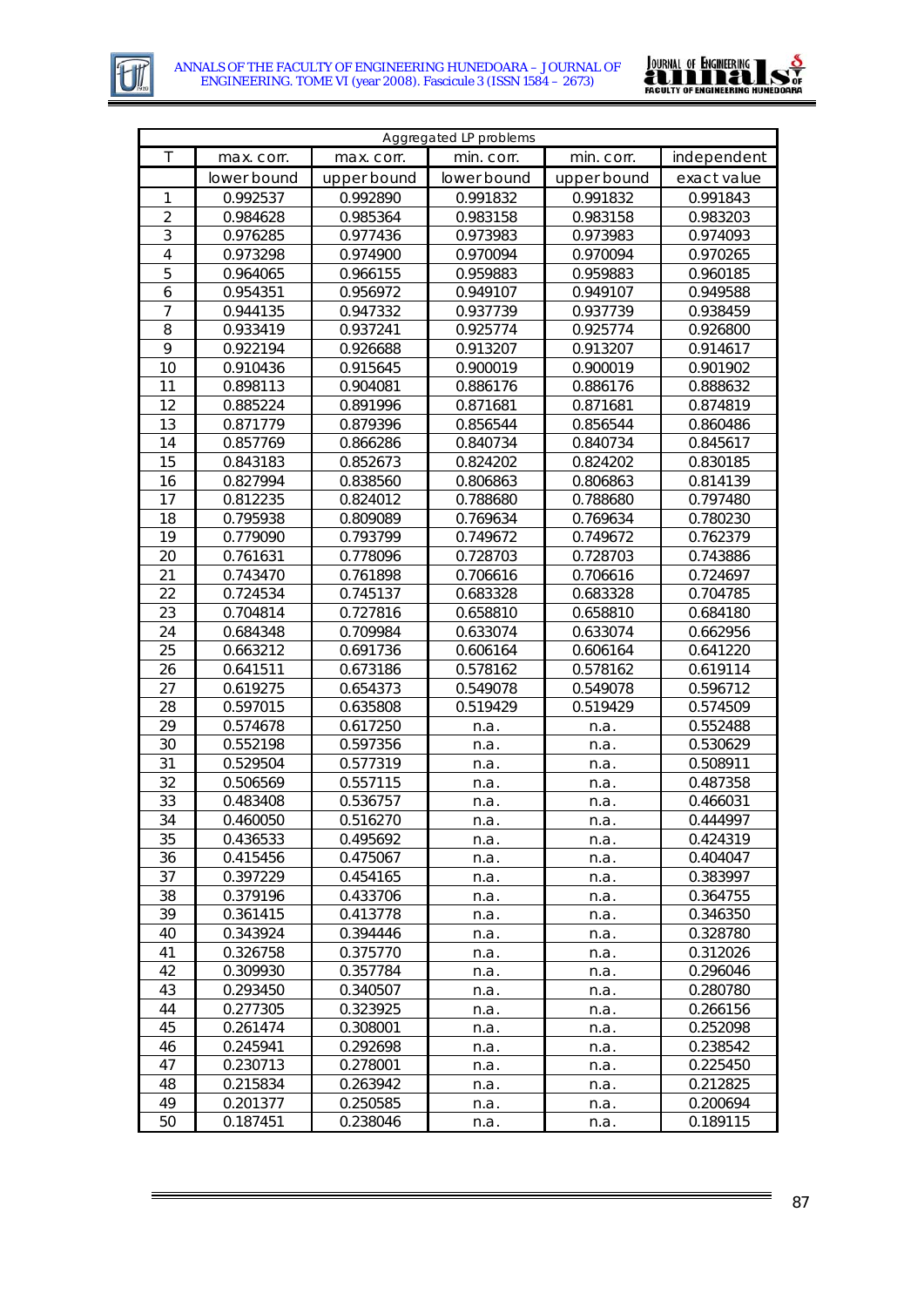| Aggregated LP problems | | | | | |
|---|---|---|---|---|---|
| T | max. corr. | max. corr. | min. corr. | min. corr. | independent |
| | lower bound | upper bound | lower bound | upper bound | exact value |
| 1 | 0.992537 | 0.992890 | 0.991832 | 0.991832 | 0.991843 |
| 2 | 0.984628 | 0.985364 | 0.983158 | 0.983158 | 0.983203 |
| 3 | 0.976285 | 0.977436 | 0.973983 | 0.973983 | 0.974093 |
| 4 | 0.973298 | 0.974900 | 0.970094 | 0.970094 | 0.970265 |
| 5 | 0.964065 | 0.966155 | 0.959883 | 0.959883 | 0.960185 |
| 6 | 0.954351 | 0.956972 | 0.949107 | 0.949107 | 0.949588 |
| 7 | 0.944135 | 0.947332 | 0.937739 | 0.937739 | 0.938459 |
| 8 | 0.933419 | 0.937241 | 0.925774 | 0.925774 | 0.926800 |
| 9 | 0.922194 | 0.926688 | 0.913207 | 0.913207 | 0.914617 |
| 10 | 0.910436 | 0.915645 | 0.900019 | 0.900019 | 0.901902 |
| 11 | 0.898113 | 0.904081 | 0.886176 | 0.886176 | 0.888632 |
| 12 | 0.885224 | 0.891996 | 0.871681 | 0.871681 | 0.874819 |
| 13 | 0.871779 | 0.879396 | 0.856544 | 0.856544 | 0.860486 |
| 14 | 0.857769 | 0.866286 | 0.840734 | 0.840734 | 0.845617 |
| 15 | 0.843183 | 0.852673 | 0.824202 | 0.824202 | 0.830185 |
| 16 | 0.827994 | 0.838560 | 0.806863 | 0.806863 | 0.814139 |
| 17 | 0.812235 | 0.824012 | 0.788680 | 0.788680 | 0.797480 |
| 18 | 0.795938 | 0.809089 | 0.769634 | 0.769634 | 0.780230 |
| 19 | 0.779090 | 0.793799 | 0.749672 | 0.749672 | 0.762379 |
| 20 | 0.761631 | 0.778096 | 0.728703 | 0.728703 | 0.743886 |
| 21 | 0.743470 | 0.761898 | 0.706616 | 0.706616 | 0.724697 |
| 22 | 0.724534 | 0.745137 | 0.683328 | 0.683328 | 0.704785 |
| 23 | 0.704814 | 0.727816 | 0.658810 | 0.658810 | 0.684180 |
| 24 | 0.684348 | 0.709984 | 0.633074 | 0.633074 | 0.662956 |
| 25 | 0.663212 | 0.691736 | 0.606164 | 0.606164 | 0.641220 |
| 26 | 0.641511 | 0.673186 | 0.578162 | 0.578162 | 0.619114 |
| 27 | 0.619275 | 0.654373 | 0.549078 | 0.549078 | 0.596712 |
| 28 | 0.597015 | 0.635808 | 0.519429 | 0.519429 | 0.574509 |
| 29 | 0.574678 | 0.617250 | n.a. | n.a. | 0.552488 |
| 30 | 0.552198 | 0.597356 | n.a. | n.a. | 0.530629 |
| 31 | 0.529504 | 0.577319 | n.a. | n.a. | 0.508911 |
| 32 | 0.506569 | 0.557115 | n.a. | n.a. | 0.487358 |
| 33 | 0.483408 | 0.536757 | n.a. | n.a. | 0.466031 |
| 34 | 0.460050 | 0.516270 | n.a. | n.a. | 0.444997 |
| 35 | 0.436533 | 0.495692 | n.a. | n.a. | 0.424319 |
| 36 | 0.415456 | 0.475067 | n.a. | n.a. | 0.404047 |
| 37 | 0.397229 | 0.454165 | n.a. | n.a. | 0.383997 |
| 38 | 0.379196 | 0.433706 | n.a. | n.a. | 0.364755 |
| 39 | 0.361415 | 0.413778 | n.a. | n.a. | 0.346350 |
| 40 | 0.343924 | 0.394446 | n.a. | n.a. | 0.328780 |
| 41 | 0.326758 | 0.375770 | n.a. | n.a. | 0.312026 |
| 42 | 0.309930 | 0.357784 | n.a. | n.a. | 0.296046 |
| 43 | 0.293450 | 0.340507 | n.a. | n.a. | 0.280780 |
| 44 | 0.277305 | 0.323925 | n.a. | n.a. | 0.266156 |
| 45 | 0.261474 | 0.308001 | n.a. | n.a. | 0.252098 |
| 46 | 0.245941 | 0.292698 | n.a. | n.a. | 0.238542 |
| 47 | 0.230713 | 0.278001 | n.a. | n.a. | 0.225450 |
| 48 | 0.215834 | 0.263942 | n.a. | n.a. | 0.212825 |
| 49 | 0.201377 | 0.250585 | n.a. | n.a. | 0.200694 |
| 50 | 0.187451 | 0.238046 | n.a. | n.a. | 0.189115 |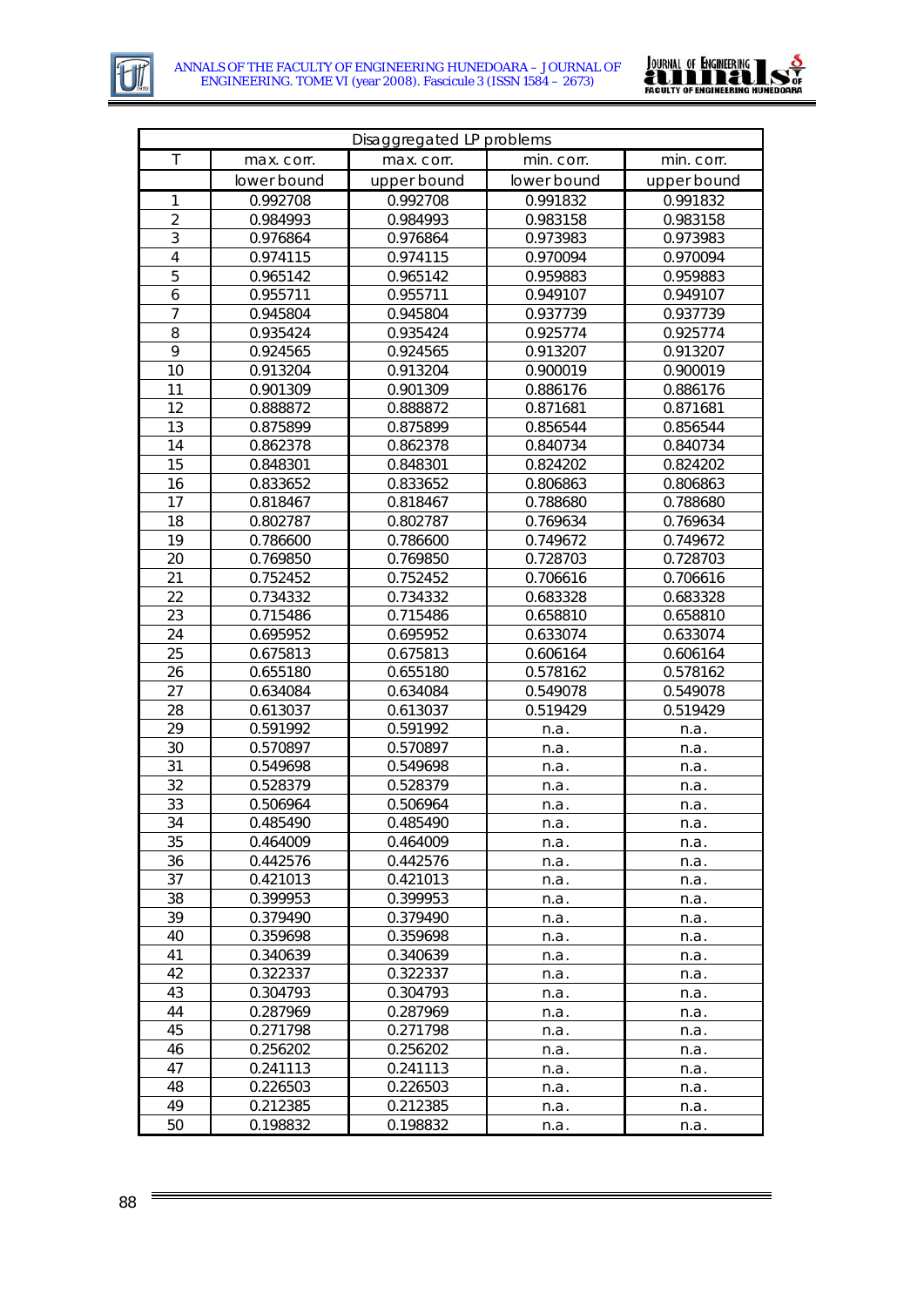| Disaggregated LP problems | | | | |
|---|---|---|---|---|
| T | max. corr. | max. corr. | min. corr. | min. corr. |
| | lower bound | upper bound | lower bound | upper bound |
| 1 | 0.992708 | 0.992708 | 0.991832 | 0.991832 |
| 2 | 0.984993 | 0.984993 | 0.983158 | 0.983158 |
| 3 | 0.976864 | 0.976864 | 0.973983 | 0.973983 |
| 4 | 0.974115 | 0.974115 | 0.970094 | 0.970094 |
| 5 | 0.965142 | 0.965142 | 0.959883 | 0.959883 |
| 6 | 0.955711 | 0.955711 | 0.949107 | 0.949107 |
| 7 | 0.945804 | 0.945804 | 0.937739 | 0.937739 |
| 8 | 0.935424 | 0.935424 | 0.925774 | 0.925774 |
| 9 | 0.924565 | 0.924565 | 0.913207 | 0.913207 |
| 10 | 0.913204 | 0.913204 | 0.900019 | 0.900019 |
| 11 | 0.901309 | 0.901309 | 0.886176 | 0.886176 |
| 12 | 0.888872 | 0.888872 | 0.871681 | 0.871681 |
| 13 | 0.875899 | 0.875899 | 0.856544 | 0.856544 |
| 14 | 0.862378 | 0.862378 | 0.840734 | 0.840734 |
| 15 | 0.848301 | 0.848301 | 0.824202 | 0.824202 |
| 16 | 0.833652 | 0.833652 | 0.806863 | 0.806863 |
| 17 | 0.818467 | 0.818467 | 0.788680 | 0.788680 |
| 18 | 0.802787 | 0.802787 | 0.769634 | 0.769634 |
| 19 | 0.786600 | 0.786600 | 0.749672 | 0.749672 |
| 20 | 0.769850 | 0.769850 | 0.728703 | 0.728703 |
| 21 | 0.752452 | 0.752452 | 0.706616 | 0.706616 |
| 22 | 0.734332 | 0.734332 | 0.683328 | 0.683328 |
| 23 | 0.715486 | 0.715486 | 0.658810 | 0.658810 |
| 24 | 0.695952 | 0.695952 | 0.633074 | 0.633074 |
| 25 | 0.675813 | 0.675813 | 0.606164 | 0.606164 |
| 26 | 0.655180 | 0.655180 | 0.578162 | 0.578162 |
| 27 | 0.634084 | 0.634084 | 0.549078 | 0.549078 |
| 28 | 0.613037 | 0.613037 | 0.519429 | 0.519429 |
| 29 | 0.591992 | 0.591992 | n.a. | n.a. |
| 30 | 0.570897 | 0.570897 | n.a. | n.a. |
| 31 | 0.549698 | 0.549698 | n.a. | n.a. |
| 32 | 0.528379 | 0.528379 | n.a. | n.a. |
| 33 | 0.506964 | 0.506964 | n.a. | n.a. |
| 34 | 0.485490 | 0.485490 | n.a. | n.a. |
| 35 | 0.464009 | 0.464009 | n.a. | n.a. |
| 36 | 0.442576 | 0.442576 | n.a. | n.a. |
| 37 | 0.421013 | 0.421013 | n.a. | n.a. |
| 38 | 0.399953 | 0.399953 | n.a. | n.a. |
| 39 | 0.379490 | 0.379490 | n.a. | n.a. |
| 40 | 0.359698 | 0.359698 | n.a. | n.a. |
| 41 | 0.340639 | 0.340639 | n.a. | n.a. |
| 42 | 0.322337 | 0.322337 | n.a. | n.a. |
| 43 | 0.304793 | 0.304793 | n.a. | n.a. |
| 44 | 0.287969 | 0.287969 | n.a. | n.a. |
| 45 | 0.271798 | 0.271798 | n.a. | n.a. |
| 46 | 0.256202 | 0.256202 | n.a. | n.a. |
| 47 | 0.241113 | 0.241113 | n.a. | n.a. |
| 48 | 0.226503 | 0.226503 | n.a. | n.a. |
| 49 | 0.212385 | 0.212385 | n.a. | n.a. |
| 50 | 0.198832 | 0.198832 | n.a. | n.a. |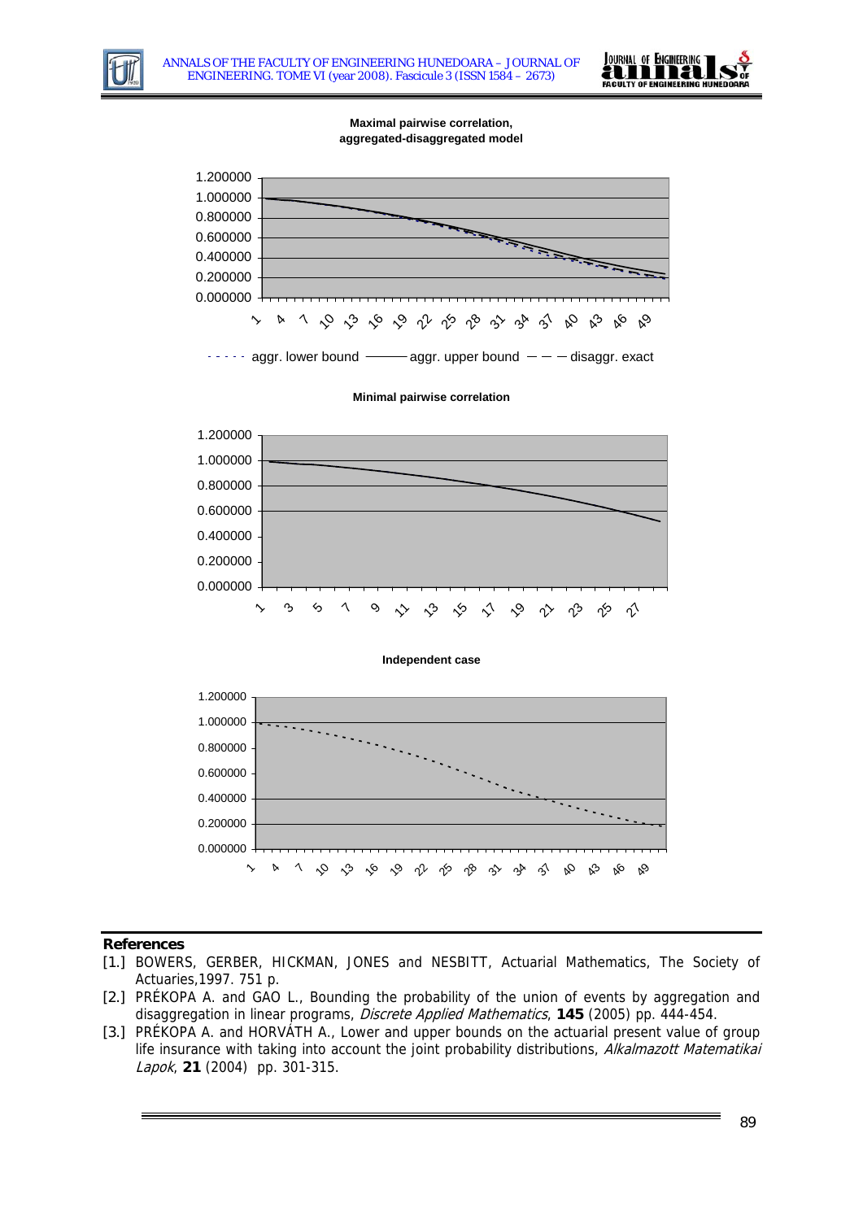**Maximal pairwise correlation, aggregated-disaggregated model**

1.200000
1.000000
0.800000
0.600000
0.400000
0.200000
0.000000

1 4 7 10 13 16 19 22 25 28 31 34 37 40 43 46 49

aggr. lower bound — aggr. upper bound — disaggr. exact

**Minimal pairwise correlation**

1.200000
1.000000
0.800000
0.600000
0.400000
0.200000
0.000000

1 3 5 7 9 11 13 15 17 19 21 23 25 27

**Independent case**

1.200000
1.000000
0.800000
0.600000
0.400000
0.200000
0.000000

1 4 7 10 13 16 19 22 25 28 31 34 37 40 43 46 49

## References

[1.] BOWERS, GERBER, HICKMAN, JONES and NESBITT, Actuarial Mathematics, The Society of Actuaries,1997. 751 p.

[2.] PRÉKOPA A. and GAO L., Bounding the probability of the union of events by aggregation and disaggregation in linear programs, *Discrete Applied Mathematics*, **145** (2005) pp. 444-454.

[3.] PRÉKOPA A. and HORVÁTH A., Lower and upper bounds on the actuarial present value of group life insurance with taking into account the joint probability distributions, *Alkalmazott Matematikai Lapok*, **21** (2004) pp. 301-315.